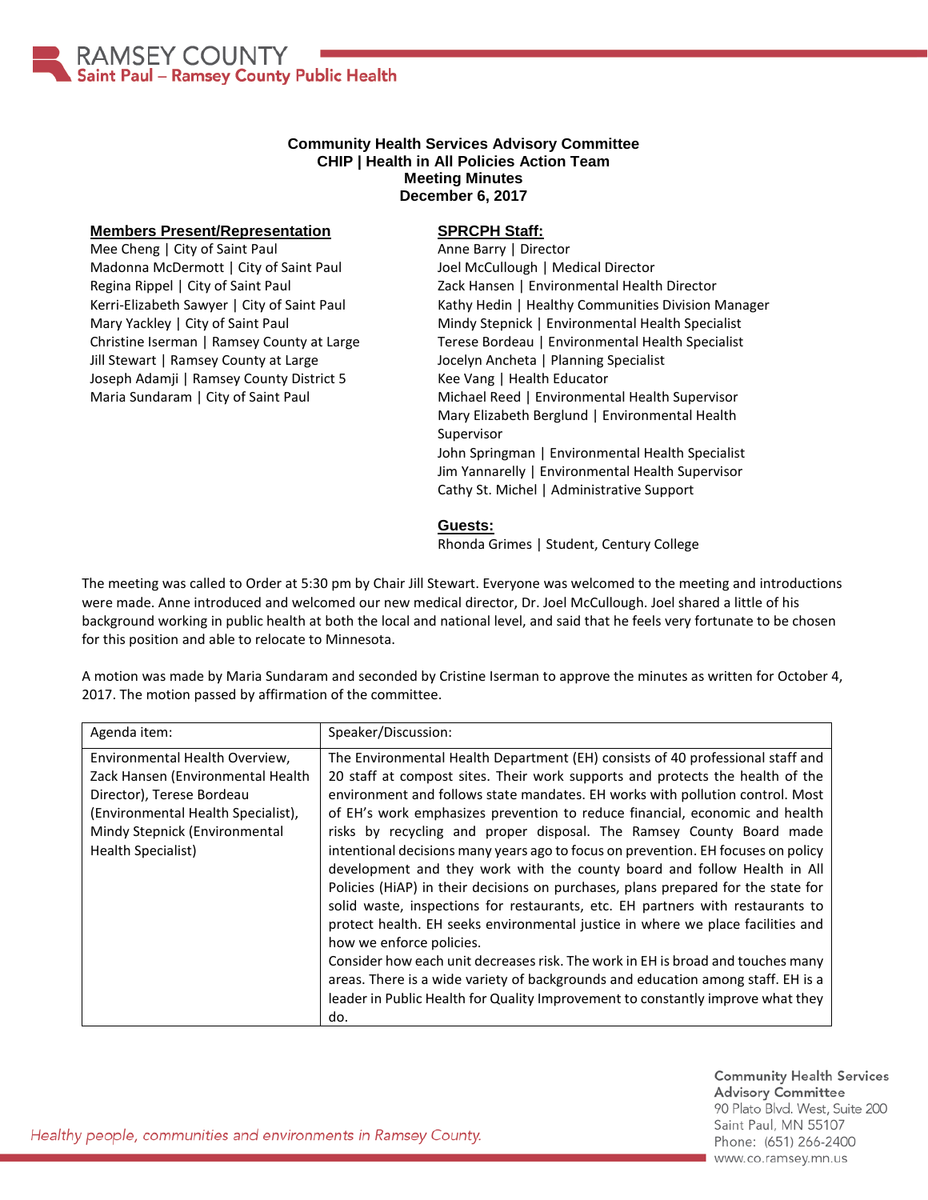RAMSEY COUNTY
Saint Paul – Ramsey County Public Health

# Community Health Services Advisory Committee
## CHIP | Health in All Policies Action Team
## Meeting Minutes
## December 6, 2017

**Members Present/Representation**

Mee Cheng | City of Saint Paul
Madonna McDermott | City of Saint Paul
Regina Rippel | City of Saint Paul
Kerri-Elizabeth Sawyer | City of Saint Paul
Mary Yackley | City of Saint Paul
Christine Iserman | Ramsey County at Large
Jill Stewart | Ramsey County at Large
Joseph Adamji | Ramsey County District 5
Maria Sundaram | City of Saint Paul

**SPRCPH Staff:**

Anne Barry | Director
Joel McCullough | Medical Director
Zack Hansen | Environmental Health Director
Kathy Hedin | Healthy Communities Division Manager
Mindy Stepnick | Environmental Health Specialist
Terese Bordeau | Environmental Health Specialist
Jocelyn Ancheta | Planning Specialist
Kee Vang | Health Educator
Michael Reed | Environmental Health Supervisor
Mary Elizabeth Berglund | Environmental Health Supervisor
John Springman | Environmental Health Specialist
Jim Yannarelly | Environmental Health Supervisor
Cathy St. Michel | Administrative Support

**Guests:**

Rhonda Grimes | Student, Century College

The meeting was called to Order at 5:30 pm by Chair Jill Stewart. Everyone was welcomed to the meeting and introductions were made. Anne introduced and welcomed our new medical director, Dr. Joel McCullough. Joel shared a little of his background working in public health at both the local and national level, and said that he feels very fortunate to be chosen for this position and able to relocate to Minnesota.

A motion was made by Maria Sundaram and seconded by Cristine Iserman to approve the minutes as written for October 4, 2017. The motion passed by affirmation of the committee.

| Agenda item: | Speaker/Discussion: |
|---|---|
| Environmental Health Overview, Zack Hansen (Environmental Health Director), Terese Bordeau (Environmental Health Specialist), Mindy Stepnick (Environmental Health Specialist) | The Environmental Health Department (EH) consists of 40 professional staff and 20 staff at compost sites. Their work supports and protects the health of the environment and follows state mandates. EH works with pollution control. Most of EH's work emphasizes prevention to reduce financial, economic and health risks by recycling and proper disposal. The Ramsey County Board made intentional decisions many years ago to focus on prevention. EH focuses on policy development and they work with the county board and follow Health in All Policies (HiAP) in their decisions on purchases, plans prepared for the state for solid waste, inspections for restaurants, etc. EH partners with restaurants to protect health. EH seeks environmental justice in where we place facilities and how we enforce policies.<br>Consider how each unit decreases risk. The work in EH is broad and touches many areas. There is a wide variety of backgrounds and education among staff. EH is a leader in Public Health for Quality Improvement to constantly improve what they do. |

*Healthy people, communities and environments in Ramsey County.*

Community Health Services Advisory Committee
90 Plato Blvd. West, Suite 200
Saint Paul, MN 55107
Phone: (651) 266-2400
www.co.ramsey.mn.us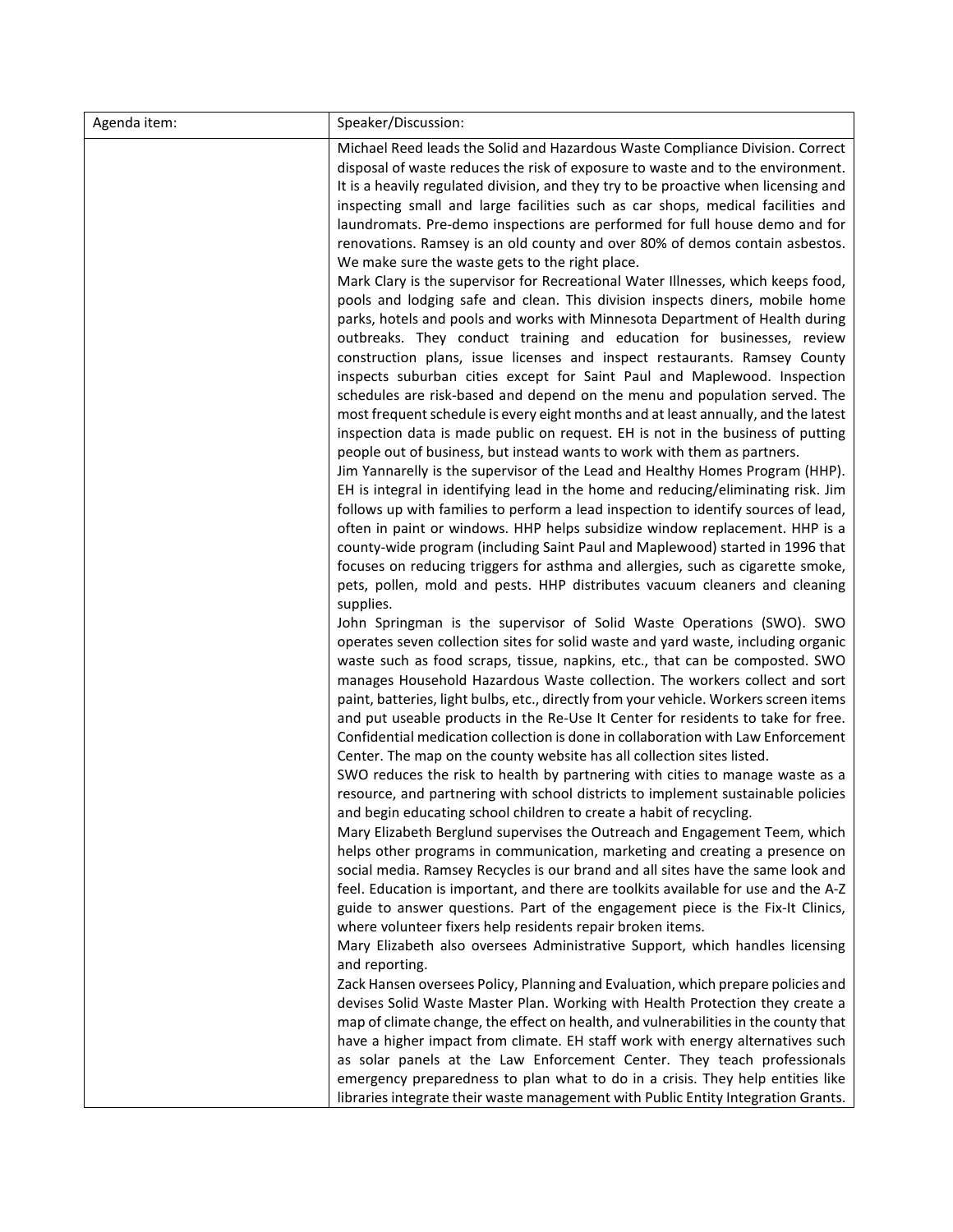| Agenda item: | Speaker/Discussion: |
| --- | --- |
| | Michael Reed leads the Solid and Hazardous Waste Compliance Division. Correct disposal of waste reduces the risk of exposure to waste and to the environment. It is a heavily regulated division, and they try to be proactive when licensing and inspecting small and large facilities such as car shops, medical facilities and laundromats. Pre-demo inspections are performed for full house demo and for renovations. Ramsey is an old county and over 80% of demos contain asbestos. We make sure the waste gets to the right place.<br>Mark Clary is the supervisor for Recreational Water Illnesses, which keeps food, pools and lodging safe and clean. This division inspects diners, mobile home parks, hotels and pools and works with Minnesota Department of Health during outbreaks. They conduct training and education for businesses, review construction plans, issue licenses and inspect restaurants. Ramsey County inspects suburban cities except for Saint Paul and Maplewood. Inspection schedules are risk-based and depend on the menu and population served. The most frequent schedule is every eight months and at least annually, and the latest inspection data is made public on request. EH is not in the business of putting people out of business, but instead wants to work with them as partners.<br>Jim Yannarelly is the supervisor of the Lead and Healthy Homes Program (HHP). EH is integral in identifying lead in the home and reducing/eliminating risk. Jim follows up with families to perform a lead inspection to identify sources of lead, often in paint or windows. HHP helps subsidize window replacement. HHP is a county-wide program (including Saint Paul and Maplewood) started in 1996 that focuses on reducing triggers for asthma and allergies, such as cigarette smoke, pets, pollen, mold and pests. HHP distributes vacuum cleaners and cleaning supplies.<br>John Springman is the supervisor of Solid Waste Operations (SWO). SWO operates seven collection sites for solid waste and yard waste, including organic waste such as food scraps, tissue, napkins, etc., that can be composted. SWO manages Household Hazardous Waste collection. The workers collect and sort paint, batteries, light bulbs, etc., directly from your vehicle. Workers screen items and put useable products in the Re-Use It Center for residents to take for free. Confidential medication collection is done in collaboration with Law Enforcement Center. The map on the county website has all collection sites listed.<br>SWO reduces the risk to health by partnering with cities to manage waste as a resource, and partnering with school districts to implement sustainable policies and begin educating school children to create a habit of recycling.<br>Mary Elizabeth Berglund supervises the Outreach and Engagement Teem, which helps other programs in communication, marketing and creating a presence on social media. Ramsey Recycles is our brand and all sites have the same look and feel. Education is important, and there are toolkits available for use and the A-Z guide to answer questions. Part of the engagement piece is the Fix-It Clinics, where volunteer fixers help residents repair broken items.<br>Mary Elizabeth also oversees Administrative Support, which handles licensing and reporting.<br>Zack Hansen oversees Policy, Planning and Evaluation, which prepare policies and devises Solid Waste Master Plan. Working with Health Protection they create a map of climate change, the effect on health, and vulnerabilities in the county that have a higher impact from climate. EH staff work with energy alternatives such as solar panels at the Law Enforcement Center. They teach professionals emergency preparedness to plan what to do in a crisis. They help entities like libraries integrate their waste management with Public Entity Integration Grants. |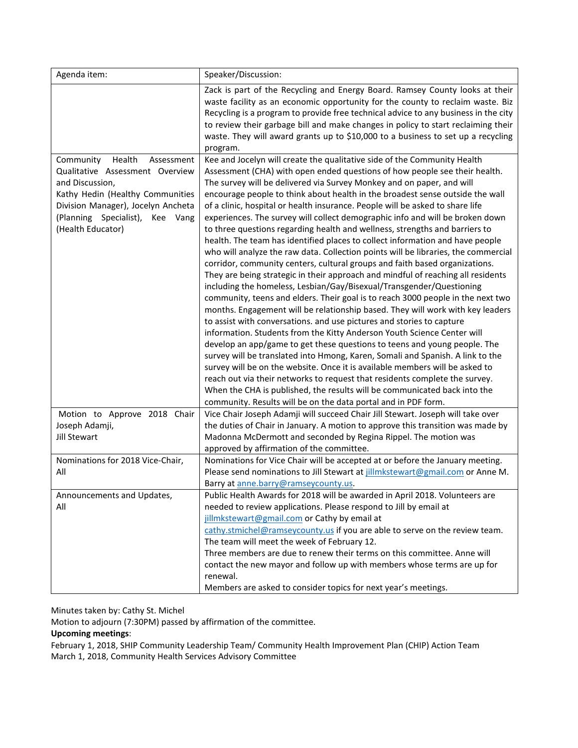| Agenda item: | Speaker/Discussion: |
|---|---|
| | Zack is part of the Recycling and Energy Board. Ramsey County looks at their waste facility as an economic opportunity for the county to reclaim waste. Biz Recycling is a program to provide free technical advice to any business in the city to review their garbage bill and make changes in policy to start reclaiming their waste. They will award grants up to $10,000 to a business to set up a recycling program. |
| Community Health Assessment Qualitative Assessment Overview and Discussion, Kathy Hedin (Healthy Communities Division Manager), Jocelyn Ancheta (Planning Specialist), Kee Vang (Health Educator) | Kee and Jocelyn will create the qualitative side of the Community Health Assessment (CHA) with open ended questions of how people see their health. The survey will be delivered via Survey Monkey and on paper, and will encourage people to think about health in the broadest sense outside the wall of a clinic, hospital or health insurance. People will be asked to share life experiences. The survey will collect demographic info and will be broken down to three questions regarding health and wellness, strengths and barriers to health. The team has identified places to collect information and have people who will analyze the raw data. Collection points will be libraries, the commercial corridor, community centers, cultural groups and faith based organizations. They are being strategic in their approach and mindful of reaching all residents including the homeless, Lesbian/Gay/Bisexual/Transgender/Questioning community, teens and elders. Their goal is to reach 3000 people in the next two months. Engagement will be relationship based. They will work with key leaders to assist with conversations. and use pictures and stories to capture information. Students from the Kitty Anderson Youth Science Center will develop an app/game to get these questions to teens and young people. The survey will be translated into Hmong, Karen, Somali and Spanish. A link to the survey will be on the website. Once it is available members will be asked to reach out via their networks to request that residents complete the survey. When the CHA is published, the results will be communicated back into the community. Results will be on the data portal and in PDF form. |
| Motion to Approve 2018 Chair Joseph Adamji, Jill Stewart | Vice Chair Joseph Adamji will succeed Chair Jill Stewart. Joseph will take over the duties of Chair in January. A motion to approve this transition was made by Madonna McDermott and seconded by Regina Rippel. The motion was approved by affirmation of the committee. |
| Nominations for 2018 Vice-Chair, All | Nominations for Vice Chair will be accepted at or before the January meeting. Please send nominations to Jill Stewart at jillmkstewart@gmail.com or Anne M. Barry at anne.barry@ramseycounty.us. |
| Announcements and Updates, All | Public Health Awards for 2018 will be awarded in April 2018. Volunteers are needed to review applications. Please respond to Jill by email at jillmkstewart@gmail.com or Cathy by email at cathy.stmichel@ramseycounty.us if you are able to serve on the review team. The team will meet the week of February 12.<br>Three members are due to renew their terms on this committee. Anne will contact the new mayor and follow up with members whose terms are up for renewal.<br>Members are asked to consider topics for next year's meetings. |

Minutes taken by: Cathy St. Michel

Motion to adjourn (7:30PM) passed by affirmation of the committee.

**Upcoming meetings**:

February 1, 2018, SHIP Community Leadership Team/ Community Health Improvement Plan (CHIP) Action Team

March 1, 2018, Community Health Services Advisory Committee